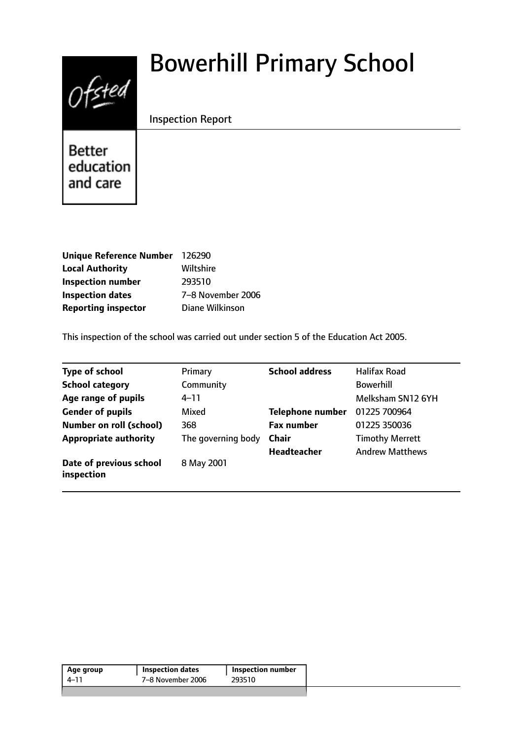# Bowerhill Primary School

Inspection Report

Better education and care

| | |
|---|---|
| **Unique Reference Number** | 126290 |
| **Local Authority** | Wiltshire |
| **Inspection number** | 293510 |
| **Inspection dates** | 7–8 November 2006 |
| **Reporting inspector** | Diane Wilkinson |

This inspection of the school was carried out under section 5 of the Education Act 2005.

| | | | |
|---|---|---|---|
| **Type of school** | Primary | **School address** | Halifax Road |
| **School category** | Community | | Bowerhill |
| **Age range of pupils** | 4–11 | | Melksham SN12 6YH |
| **Gender of pupils** | Mixed | **Telephone number** | 01225 700964 |
| **Number on roll (school)** | 368 | **Fax number** | 01225 350036 |
| **Appropriate authority** | The governing body | **Chair** | Timothy Merrett |
| | | **Headteacher** | Andrew Matthews |
| **Date of previous school inspection** | 8 May 2001 | | |

| Age group | Inspection dates | Inspection number |
|---|---|---|
| 4–11 | 7–8 November 2006 | 293510 |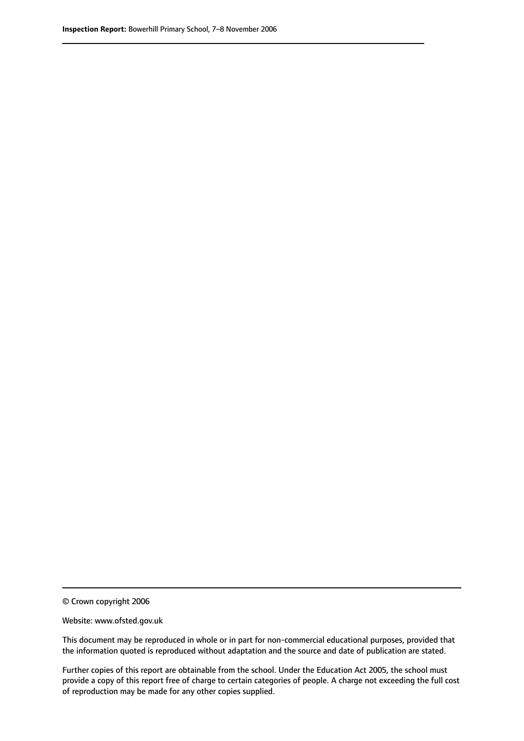© Crown copyright 2006

Website: www.ofsted.gov.uk

This document may be reproduced in whole or in part for non-commercial educational purposes, provided that the information quoted is reproduced without adaptation and the source and date of publication are stated.

Further copies of this report are obtainable from the school. Under the Education Act 2005, the school must provide a copy of this report free of charge to certain categories of people. A charge not exceeding the full cost of reproduction may be made for any other copies supplied.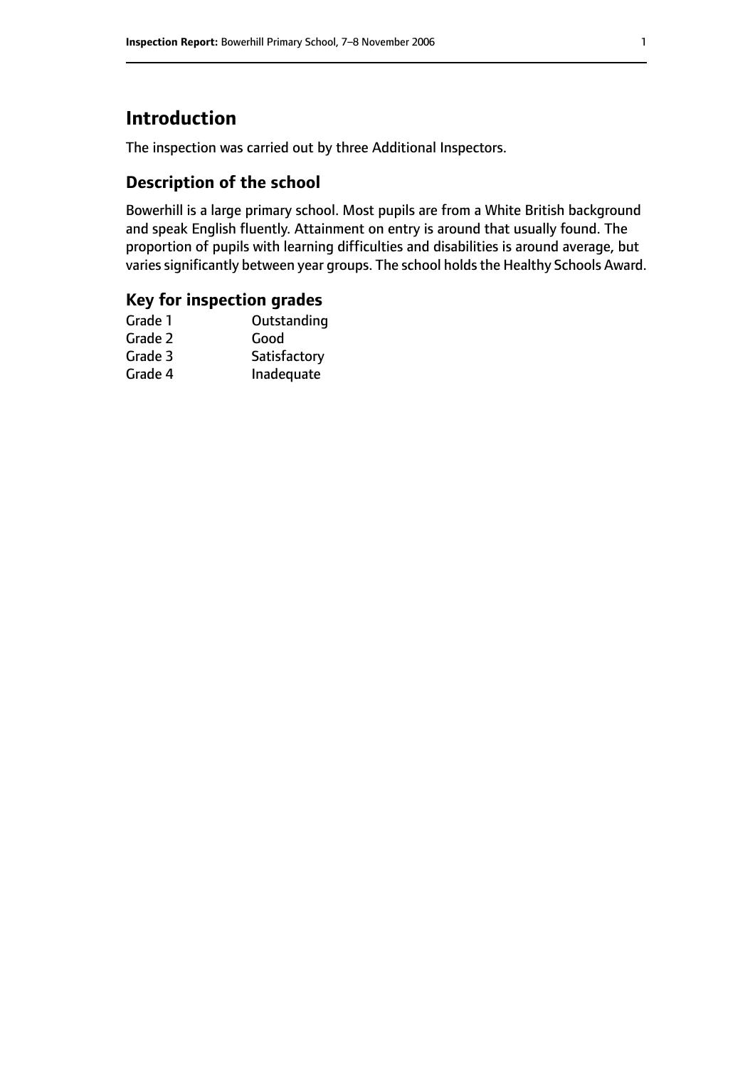# Introduction

The inspection was carried out by three Additional Inspectors.

## Description of the school

Bowerhill is a large primary school. Most pupils are from a White British background and speak English fluently. Attainment on entry is around that usually found. The proportion of pupils with learning difficulties and disabilities is around average, but varies significantly between year groups. The school holds the Healthy Schools Award.

## Key for inspection grades

| | |
|---|---|
| Grade 1 | Outstanding |
| Grade 2 | Good |
| Grade 3 | Satisfactory |
| Grade 4 | Inadequate |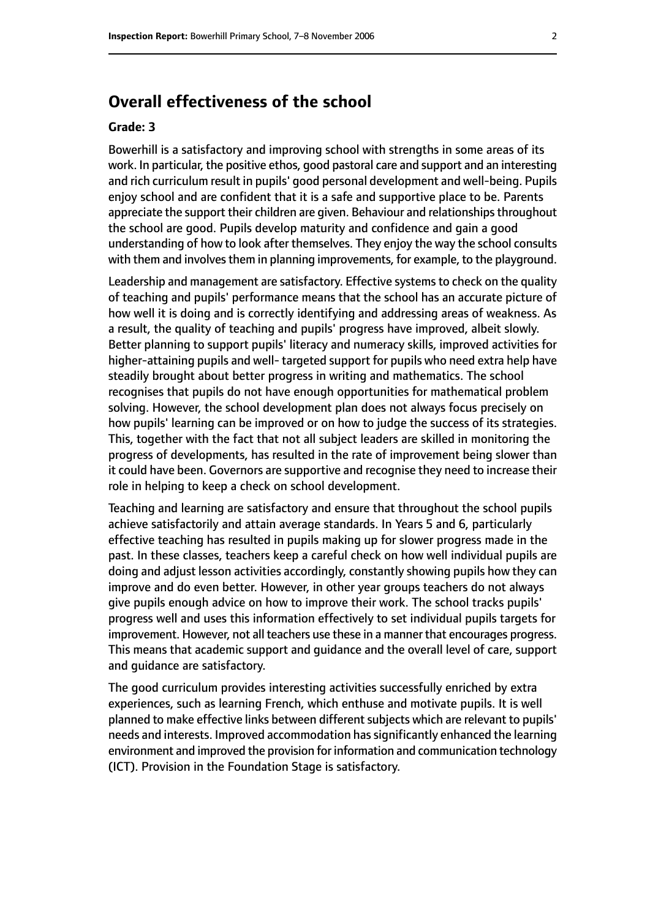## Overall effectiveness of the school

#### Grade: 3

Bowerhill is a satisfactory and improving school with strengths in some areas of its work. In particular, the positive ethos, good pastoral care and support and an interesting and rich curriculum result in pupils' good personal development and well-being. Pupils enjoy school and are confident that it is a safe and supportive place to be. Parents appreciate the support their children are given. Behaviour and relationships throughout the school are good. Pupils develop maturity and confidence and gain a good understanding of how to look after themselves. They enjoy the way the school consults with them and involves them in planning improvements, for example, to the playground.

Leadership and management are satisfactory. Effective systems to check on the quality of teaching and pupils' performance means that the school has an accurate picture of how well it is doing and is correctly identifying and addressing areas of weakness. As a result, the quality of teaching and pupils' progress have improved, albeit slowly. Better planning to support pupils' literacy and numeracy skills, improved activities for higher-attaining pupils and well- targeted support for pupils who need extra help have steadily brought about better progress in writing and mathematics. The school recognises that pupils do not have enough opportunities for mathematical problem solving. However, the school development plan does not always focus precisely on how pupils' learning can be improved or on how to judge the success of its strategies. This, together with the fact that not all subject leaders are skilled in monitoring the progress of developments, has resulted in the rate of improvement being slower than it could have been. Governors are supportive and recognise they need to increase their role in helping to keep a check on school development.

Teaching and learning are satisfactory and ensure that throughout the school pupils achieve satisfactorily and attain average standards. In Years 5 and 6, particularly effective teaching has resulted in pupils making up for slower progress made in the past. In these classes, teachers keep a careful check on how well individual pupils are doing and adjust lesson activities accordingly, constantly showing pupils how they can improve and do even better. However, in other year groups teachers do not always give pupils enough advice on how to improve their work. The school tracks pupils' progress well and uses this information effectively to set individual pupils targets for improvement. However, not all teachers use these in a manner that encourages progress. This means that academic support and guidance and the overall level of care, support and guidance are satisfactory.

The good curriculum provides interesting activities successfully enriched by extra experiences, such as learning French, which enthuse and motivate pupils. It is well planned to make effective links between different subjects which are relevant to pupils' needs and interests. Improved accommodation has significantly enhanced the learning environment and improved the provision for information and communication technology (ICT). Provision in the Foundation Stage is satisfactory.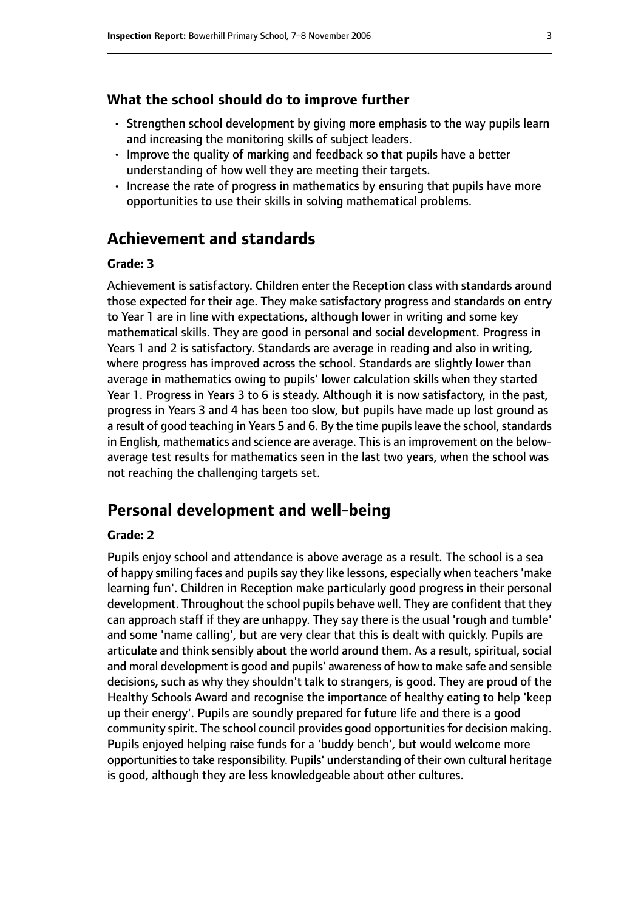### What the school should do to improve further

- Strengthen school development by giving more emphasis to the way pupils learn and increasing the monitoring skills of subject leaders.
- Improve the quality of marking and feedback so that pupils have a better understanding of how well they are meeting their targets.
- Increase the rate of progress in mathematics by ensuring that pupils have more opportunities to use their skills in solving mathematical problems.

## Achievement and standards

#### Grade: 3

Achievement is satisfactory. Children enter the Reception class with standards around those expected for their age. They make satisfactory progress and standards on entry to Year 1 are in line with expectations, although lower in writing and some key mathematical skills. They are good in personal and social development. Progress in Years 1 and 2 is satisfactory. Standards are average in reading and also in writing, where progress has improved across the school. Standards are slightly lower than average in mathematics owing to pupils' lower calculation skills when they started Year 1. Progress in Years 3 to 6 is steady. Although it is now satisfactory, in the past, progress in Years 3 and 4 has been too slow, but pupils have made up lost ground as a result of good teaching in Years 5 and 6. By the time pupils leave the school, standards in English, mathematics and science are average. This is an improvement on the below-average test results for mathematics seen in the last two years, when the school was not reaching the challenging targets set.

## Personal development and well-being

#### Grade: 2

Pupils enjoy school and attendance is above average as a result. The school is a sea of happy smiling faces and pupils say they like lessons, especially when teachers 'make learning fun'. Children in Reception make particularly good progress in their personal development. Throughout the school pupils behave well. They are confident that they can approach staff if they are unhappy. They say there is the usual 'rough and tumble' and some 'name calling', but are very clear that this is dealt with quickly. Pupils are articulate and think sensibly about the world around them. As a result, spiritual, social and moral development is good and pupils' awareness of how to make safe and sensible decisions, such as why they shouldn't talk to strangers, is good. They are proud of the Healthy Schools Award and recognise the importance of healthy eating to help 'keep up their energy'. Pupils are soundly prepared for future life and there is a good community spirit. The school council provides good opportunities for decision making. Pupils enjoyed helping raise funds for a 'buddy bench', but would welcome more opportunities to take responsibility. Pupils' understanding of their own cultural heritage is good, although they are less knowledgeable about other cultures.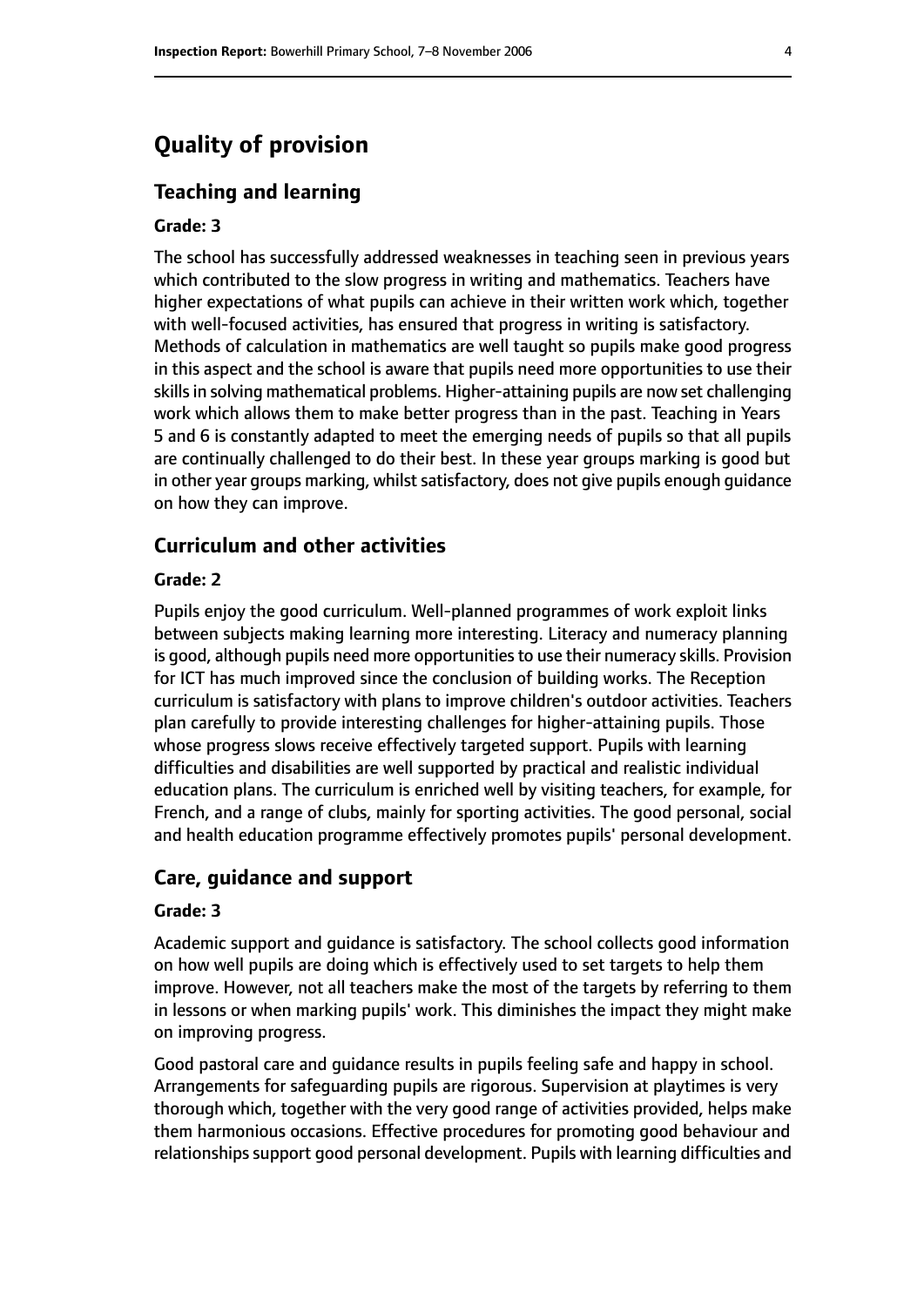# Quality of provision

## Teaching and learning

### Grade: 3

The school has successfully addressed weaknesses in teaching seen in previous years which contributed to the slow progress in writing and mathematics. Teachers have higher expectations of what pupils can achieve in their written work which, together with well-focused activities, has ensured that progress in writing is satisfactory. Methods of calculation in mathematics are well taught so pupils make good progress in this aspect and the school is aware that pupils need more opportunities to use their skills in solving mathematical problems. Higher-attaining pupils are now set challenging work which allows them to make better progress than in the past. Teaching in Years 5 and 6 is constantly adapted to meet the emerging needs of pupils so that all pupils are continually challenged to do their best. In these year groups marking is good but in other year groups marking, whilst satisfactory, does not give pupils enough guidance on how they can improve.

## Curriculum and other activities

### Grade: 2

Pupils enjoy the good curriculum. Well-planned programmes of work exploit links between subjects making learning more interesting. Literacy and numeracy planning is good, although pupils need more opportunities to use their numeracy skills. Provision for ICT has much improved since the conclusion of building works. The Reception curriculum is satisfactory with plans to improve children's outdoor activities. Teachers plan carefully to provide interesting challenges for higher-attaining pupils. Those whose progress slows receive effectively targeted support. Pupils with learning difficulties and disabilities are well supported by practical and realistic individual education plans. The curriculum is enriched well by visiting teachers, for example, for French, and a range of clubs, mainly for sporting activities. The good personal, social and health education programme effectively promotes pupils' personal development.

## Care, guidance and support

### Grade: 3

Academic support and guidance is satisfactory. The school collects good information on how well pupils are doing which is effectively used to set targets to help them improve. However, not all teachers make the most of the targets by referring to them in lessons or when marking pupils' work. This diminishes the impact they might make on improving progress.

Good pastoral care and guidance results in pupils feeling safe and happy in school. Arrangements for safeguarding pupils are rigorous. Supervision at playtimes is very thorough which, together with the very good range of activities provided, helps make them harmonious occasions. Effective procedures for promoting good behaviour and relationships support good personal development. Pupils with learning difficulties and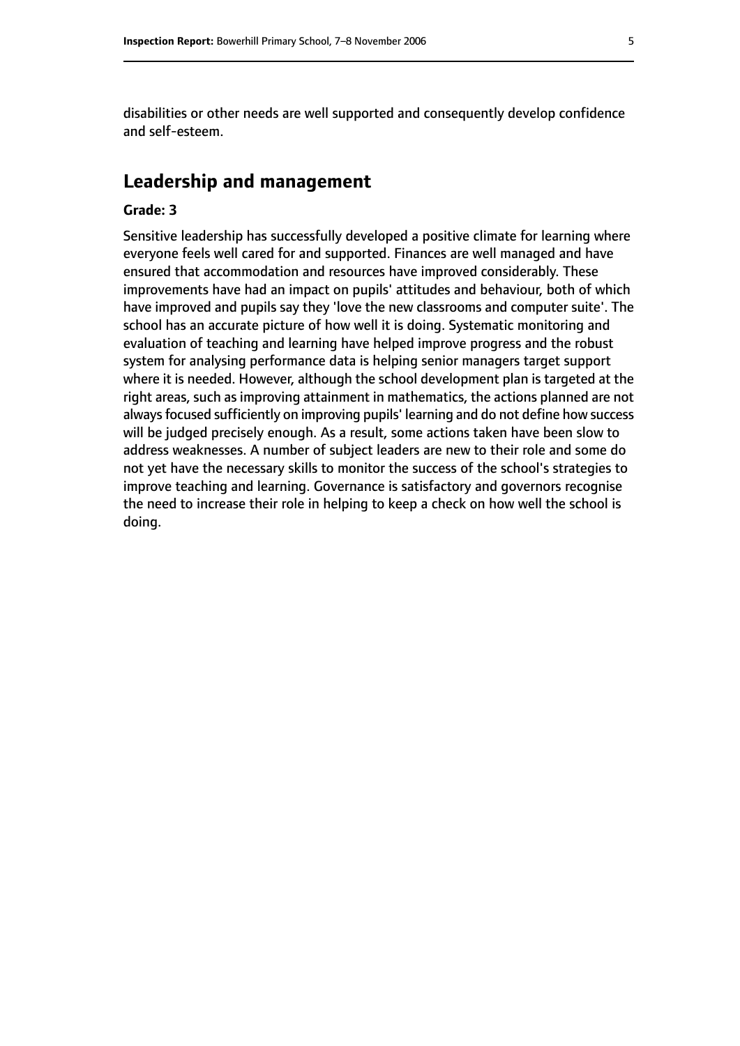disabilities or other needs are well supported and consequently develop confidence and self-esteem.

## Leadership and management

**Grade: 3**

Sensitive leadership has successfully developed a positive climate for learning where everyone feels well cared for and supported. Finances are well managed and have ensured that accommodation and resources have improved considerably. These improvements have had an impact on pupils' attitudes and behaviour, both of which have improved and pupils say they 'love the new classrooms and computer suite'. The school has an accurate picture of how well it is doing. Systematic monitoring and evaluation of teaching and learning have helped improve progress and the robust system for analysing performance data is helping senior managers target support where it is needed. However, although the school development plan is targeted at the right areas, such as improving attainment in mathematics, the actions planned are not always focused sufficiently on improving pupils' learning and do not define how success will be judged precisely enough. As a result, some actions taken have been slow to address weaknesses. A number of subject leaders are new to their role and some do not yet have the necessary skills to monitor the success of the school's strategies to improve teaching and learning. Governance is satisfactory and governors recognise the need to increase their role in helping to keep a check on how well the school is doing.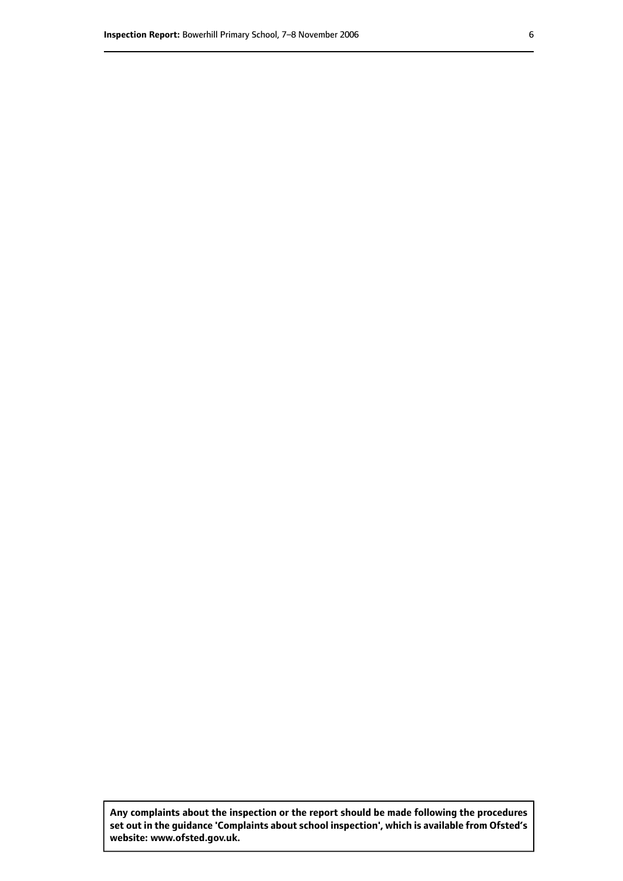**Any complaints about the inspection or the report should be made following the procedures set out in the guidance 'Complaints about school inspection', which is available from Ofsted's website: www.ofsted.gov.uk.**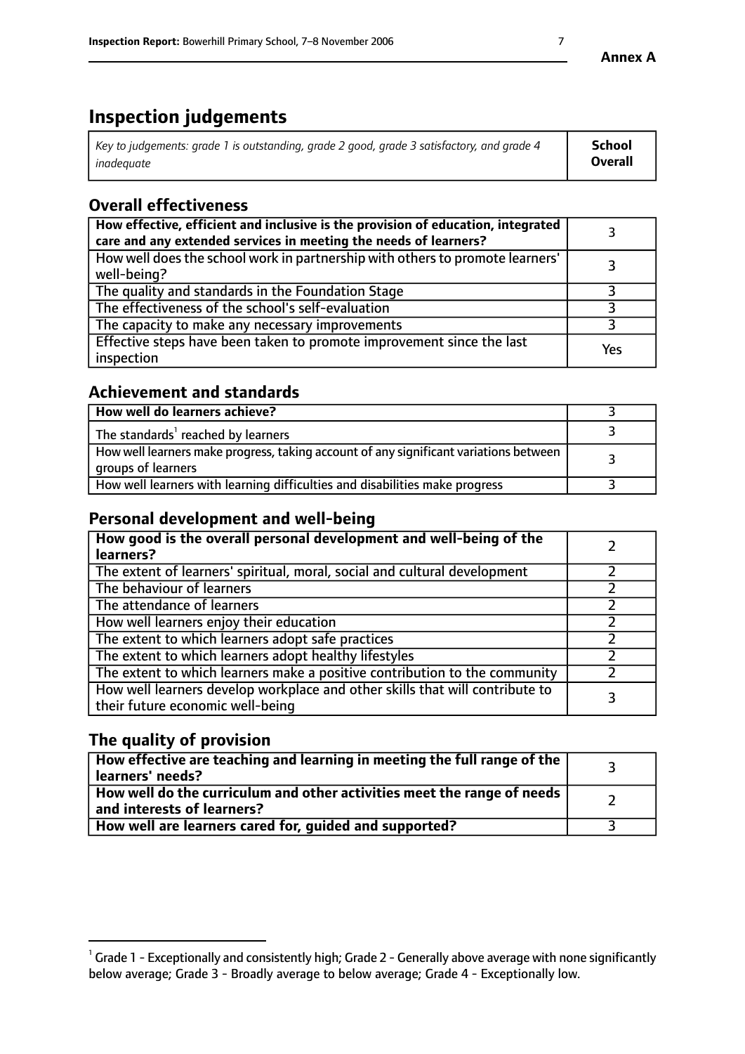**Annex A**

# Inspection judgements

| *Key to judgements: grade 1 is outstanding, grade 2 good, grade 3 satisfactory, and grade 4 inadequate* | **School Overall** |
|---|---|

## Overall effectiveness

| | |
|---|---|
| **How effective, efficient and inclusive is the provision of education, integrated care and any extended services in meeting the needs of learners?** | 3 |
| How well does the school work in partnership with others to promote learners' well-being? | 3 |
| The quality and standards in the Foundation Stage | 3 |
| The effectiveness of the school's self-evaluation | 3 |
| The capacity to make any necessary improvements | 3 |
| Effective steps have been taken to promote improvement since the last inspection | Yes |

## Achievement and standards

| | |
|---|---|
| **How well do learners achieve?** | 3 |
| The standards[1] reached by learners | 3 |
| How well learners make progress, taking account of any significant variations between groups of learners | 3 |
| How well learners with learning difficulties and disabilities make progress | 3 |

## Personal development and well-being

| | |
|---|---|
| **How good is the overall personal development and well-being of the learners?** | 2 |
| The extent of learners' spiritual, moral, social and cultural development | 2 |
| The behaviour of learners | 2 |
| The attendance of learners | 2 |
| How well learners enjoy their education | 2 |
| The extent to which learners adopt safe practices | 2 |
| The extent to which learners adopt healthy lifestyles | 2 |
| The extent to which learners make a positive contribution to the community | 2 |
| How well learners develop workplace and other skills that will contribute to their future economic well-being | 3 |

## The quality of provision

| | |
|---|---|
| **How effective are teaching and learning in meeting the full range of the learners' needs?** | 3 |
| **How well do the curriculum and other activities meet the range of needs and interests of learners?** | 2 |
| **How well are learners cared for, guided and supported?** | 3 |

[1] Grade 1 - Exceptionally and consistently high; Grade 2 - Generally above average with none significantly below average; Grade 3 - Broadly average to below average; Grade 4 - Exceptionally low.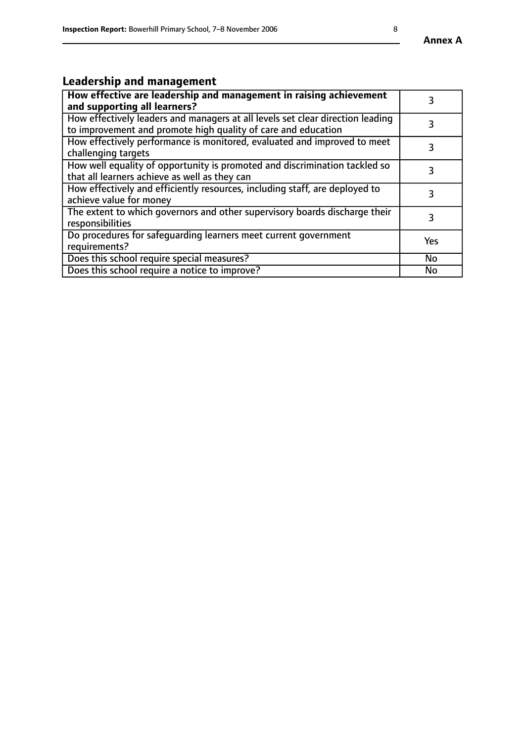## Leadership and management

| **How effective are leadership and management in raising achievement and supporting all learners?** | 3 |
|---|---|
| How effectively leaders and managers at all levels set clear direction leading to improvement and promote high quality of care and education | 3 |
| How effectively performance is monitored, evaluated and improved to meet challenging targets | 3 |
| How well equality of opportunity is promoted and discrimination tackled so that all learners achieve as well as they can | 3 |
| How effectively and efficiently resources, including staff, are deployed to achieve value for money | 3 |
| The extent to which governors and other supervisory boards discharge their responsibilities | 3 |
| Do procedures for safeguarding learners meet current government requirements? | Yes |
| Does this school require special measures? | No |
| Does this school require a notice to improve? | No |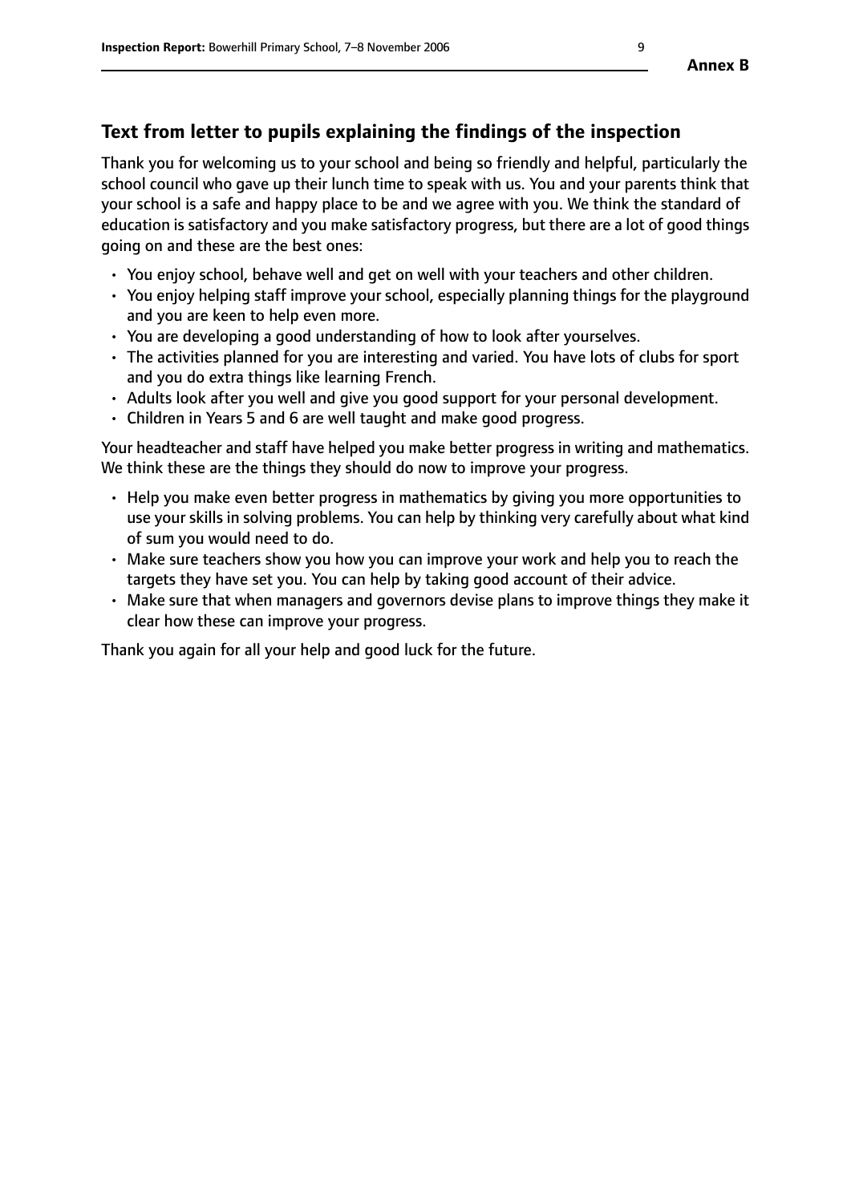## Text from letter to pupils explaining the findings of the inspection

Thank you for welcoming us to your school and being so friendly and helpful, particularly the school council who gave up their lunch time to speak with us. You and your parents think that your school is a safe and happy place to be and we agree with you. We think the standard of education is satisfactory and you make satisfactory progress, but there are a lot of good things going on and these are the best ones:

- You enjoy school, behave well and get on well with your teachers and other children.
- You enjoy helping staff improve your school, especially planning things for the playground and you are keen to help even more.
- You are developing a good understanding of how to look after yourselves.
- The activities planned for you are interesting and varied. You have lots of clubs for sport and you do extra things like learning French.
- Adults look after you well and give you good support for your personal development.
- Children in Years 5 and 6 are well taught and make good progress.

Your headteacher and staff have helped you make better progress in writing and mathematics. We think these are the things they should do now to improve your progress.

- Help you make even better progress in mathematics by giving you more opportunities to use your skills in solving problems. You can help by thinking very carefully about what kind of sum you would need to do.
- Make sure teachers show you how you can improve your work and help you to reach the targets they have set you. You can help by taking good account of their advice.
- Make sure that when managers and governors devise plans to improve things they make it clear how these can improve your progress.

Thank you again for all your help and good luck for the future.